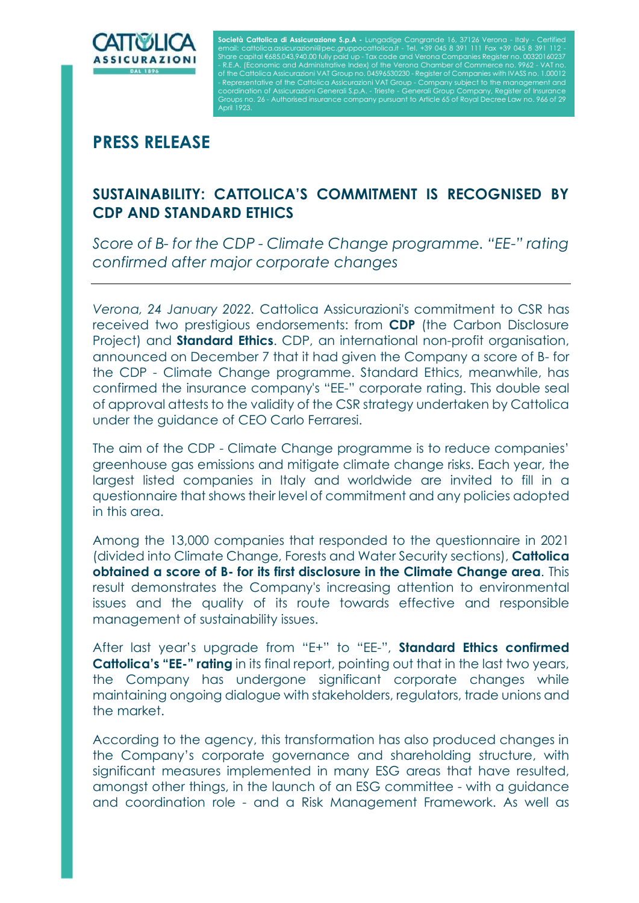**Società Cattolica di Assicurazione S.p.A -** Lungadige Cangrande 16, 37126 Verona - Italy - Certified email: cattolica.assicurazioni@pec.gruppocattolica.it - Tel. +39 045 8 391 111 Fax +39 045 8 391 112 - Share capital €685,043,940.00 fully paid up - Tax code and Verona Companies Register no. 00320160237 - R.E.A. (Economic and Administrative Index) of the Verona Chamber of Commerce no. 9962 - VAT no. of the Cattolica Assicurazioni VAT Group no. 04596530230 - Register of Companies with IVASS no. 1.00012 - Representative of the Cattolica Assicurazioni VAT Group - Company subject to the management and coordination of Assicurazioni Generali S.p.A. - Trieste - Generali Group Company, Register of Insurance Groups no. 26 - Authorised insurance company pursuant to Article 65 of Royal Decree Law no. 966 of 29 April 1923.

# PRESS RELEASE

## SUSTAINABILITY: CATTOLICA'S COMMITMENT IS RECOGNISED BY CDP AND STANDARD ETHICS

*Score of B- for the CDP - Climate Change programme. "EE-" rating confirmed after major corporate changes*

---

*Verona, 24 January 2022.* Cattolica Assicurazioni's commitment to CSR has received two prestigious endorsements: from **CDP** (the Carbon Disclosure Project) and **Standard Ethics**. CDP, an international non-profit organisation, announced on December 7 that it had given the Company a score of B- for the CDP - Climate Change programme. Standard Ethics, meanwhile, has confirmed the insurance company's "EE-" corporate rating. This double seal of approval attests to the validity of the CSR strategy undertaken by Cattolica under the guidance of CEO Carlo Ferraresi.

The aim of the CDP - Climate Change programme is to reduce companies' greenhouse gas emissions and mitigate climate change risks. Each year, the largest listed companies in Italy and worldwide are invited to fill in a questionnaire that shows their level of commitment and any policies adopted in this area.

Among the 13,000 companies that responded to the questionnaire in 2021 (divided into Climate Change, Forests and Water Security sections), **Cattolica obtained a score of B- for its first disclosure in the Climate Change area**. This result demonstrates the Company's increasing attention to environmental issues and the quality of its route towards effective and responsible management of sustainability issues.

After last year's upgrade from "E+" to "EE-", **Standard Ethics confirmed Cattolica's "EE-" rating** in its final report, pointing out that in the last two years, the Company has undergone significant corporate changes while maintaining ongoing dialogue with stakeholders, regulators, trade unions and the market.

According to the agency, this transformation has also produced changes in the Company's corporate governance and shareholding structure, with significant measures implemented in many ESG areas that have resulted, amongst other things, in the launch of an ESG committee - with a guidance and coordination role - and a Risk Management Framework. As well as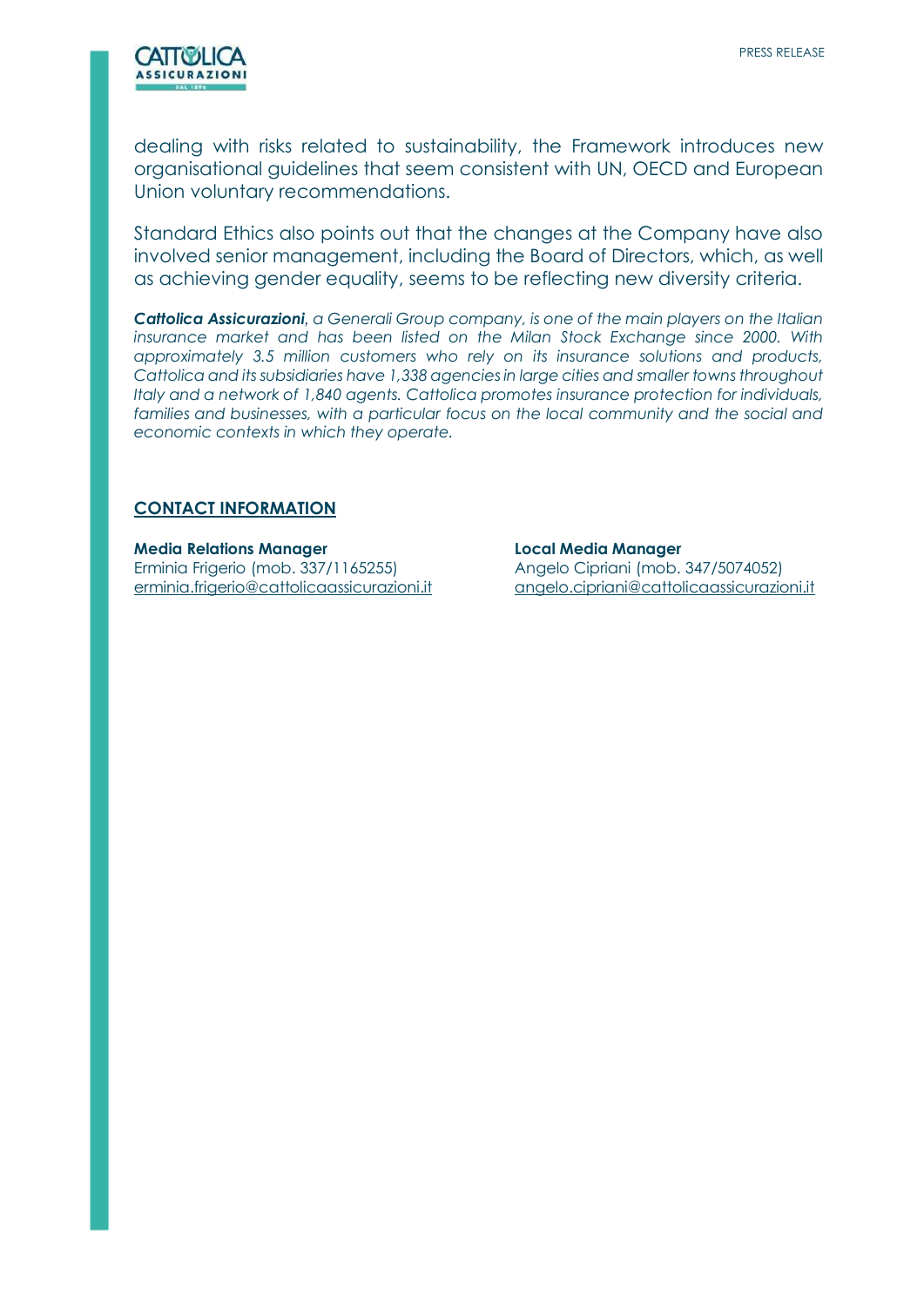dealing with risks related to sustainability, the Framework introduces new organisational guidelines that seem consistent with UN, OECD and European Union voluntary recommendations.

Standard Ethics also points out that the changes at the Company have also involved senior management, including the Board of Directors, which, as well as achieving gender equality, seems to be reflecting new diversity criteria.

***Cattolica Assicurazioni****, a Generali Group company, is one of the main players on the Italian insurance market and has been listed on the Milan Stock Exchange since 2000. With approximately 3.5 million customers who rely on its insurance solutions and products, Cattolica and its subsidiaries have 1,338 agencies in large cities and smaller towns throughout Italy and a network of 1,840 agents. Cattolica promotes insurance protection for individuals, families and businesses, with a particular focus on the local community and the social and economic contexts in which they operate.*

## CONTACT INFORMATION

**Media Relations Manager**
Erminia Frigerio (mob. 337/1165255)
erminia.frigerio@cattolicaassicurazioni.it

**Local Media Manager**
Angelo Cipriani (mob. 347/5074052)
angelo.cipriani@cattolicaassicurazioni.it